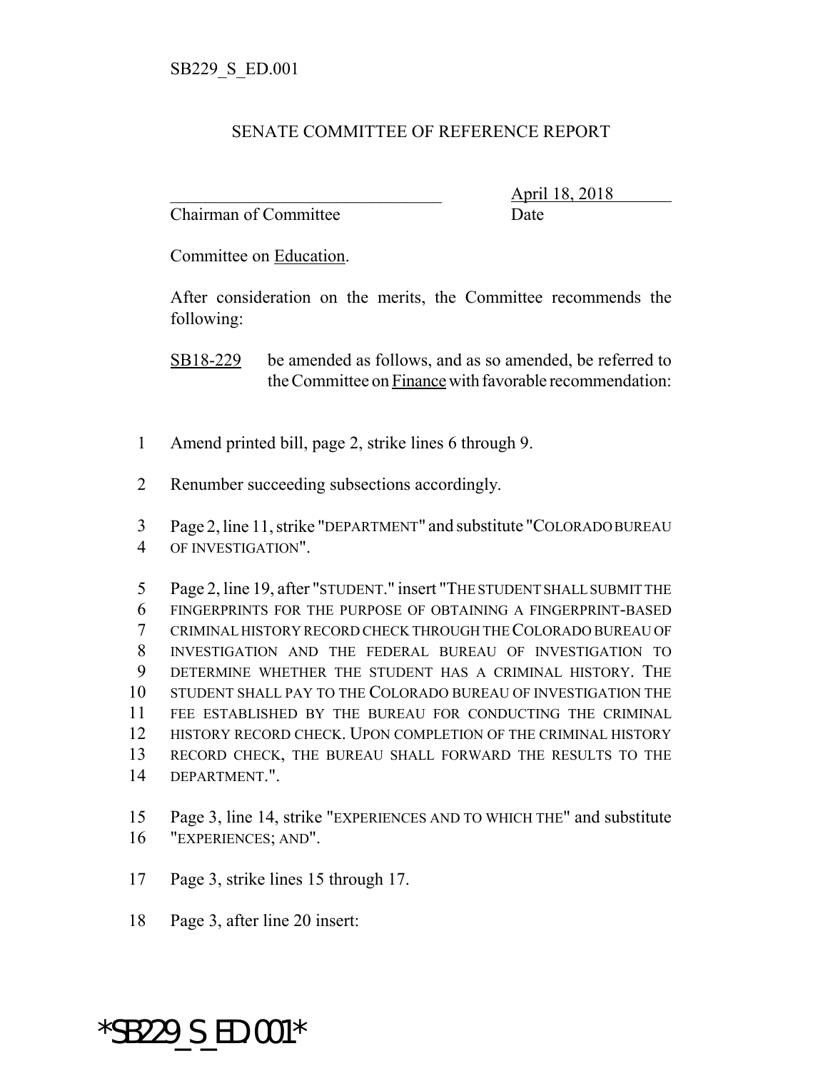SB229_S_ED.001

# SENATE COMMITTEE OF REFERENCE REPORT

________________________________ April 18, 2018
Chairman of Committee Date

Committee on Education.

After consideration on the merits, the Committee recommends the following:

SB18-229 be amended as follows, and as so amended, be referred to the Committee on Finance with favorable recommendation:

1 Amend printed bill, page 2, strike lines 6 through 9.

2 Renumber succeeding subsections accordingly.

3 Page 2, line 11, strike "DEPARTMENT" and substitute "COLORADO BUREAU
4 OF INVESTIGATION".

5 Page 2, line 19, after "STUDENT." insert "THE STUDENT SHALL SUBMIT THE
6 FINGERPRINTS FOR THE PURPOSE OF OBTAINING A FINGERPRINT-BASED
7 CRIMINAL HISTORY RECORD CHECK THROUGH THE COLORADO BUREAU OF
8 INVESTIGATION AND THE FEDERAL BUREAU OF INVESTIGATION TO
9 DETERMINE WHETHER THE STUDENT HAS A CRIMINAL HISTORY. THE
10 STUDENT SHALL PAY TO THE COLORADO BUREAU OF INVESTIGATION THE
11 FEE ESTABLISHED BY THE BUREAU FOR CONDUCTING THE CRIMINAL
12 HISTORY RECORD CHECK. UPON COMPLETION OF THE CRIMINAL HISTORY
13 RECORD CHECK, THE BUREAU SHALL FORWARD THE RESULTS TO THE
14 DEPARTMENT.".

15 Page 3, line 14, strike "EXPERIENCES AND TO WHICH THE" and substitute
16 "EXPERIENCES; AND".

17 Page 3, strike lines 15 through 17.

18 Page 3, after line 20 insert:

*SB229_S_ED.001*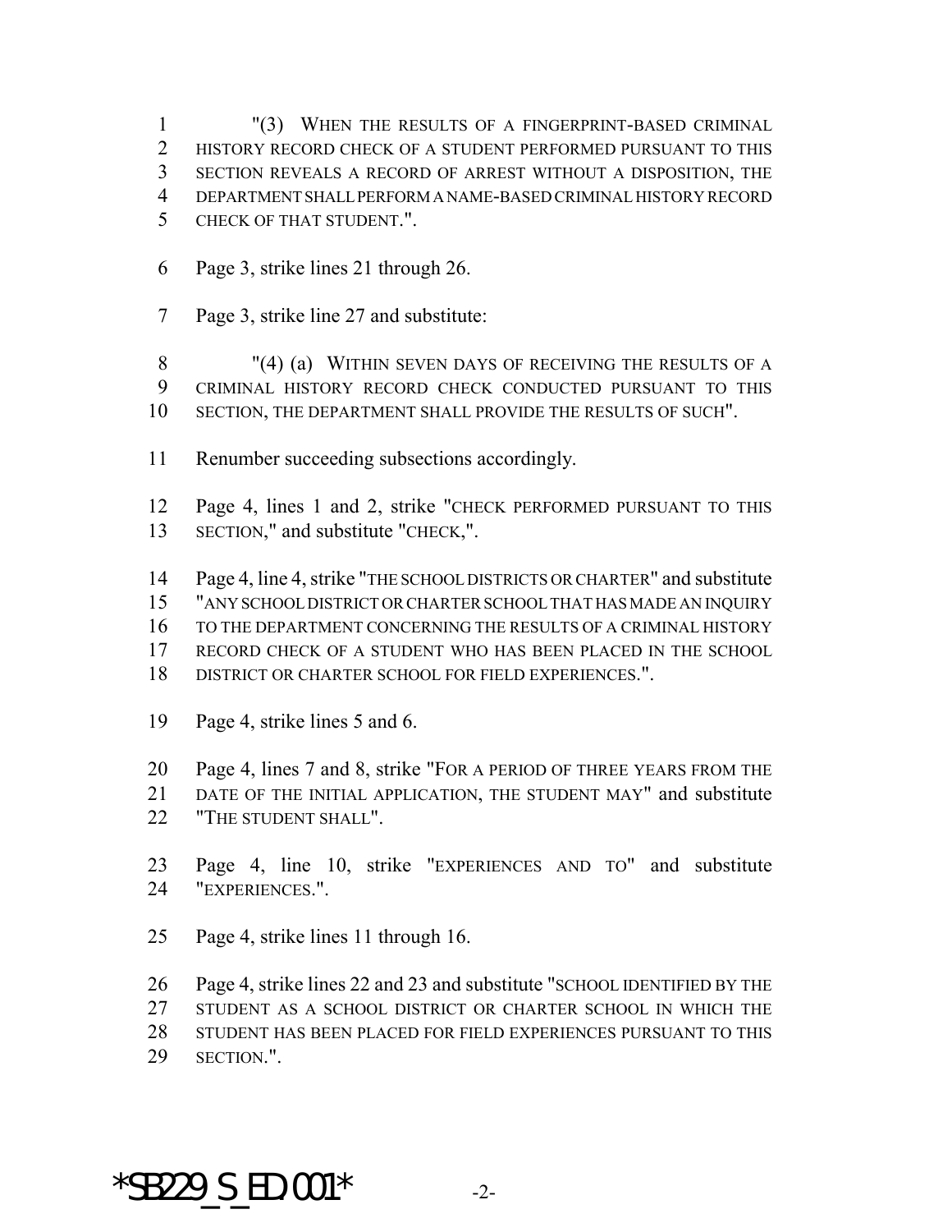"(3) WHEN THE RESULTS OF A FINGERPRINT-BASED CRIMINAL HISTORY RECORD CHECK OF A STUDENT PERFORMED PURSUANT TO THIS SECTION REVEALS A RECORD OF ARREST WITHOUT A DISPOSITION, THE DEPARTMENT SHALL PERFORM A NAME-BASED CRIMINAL HISTORY RECORD CHECK OF THAT STUDENT.".

Page 3, strike lines 21 through 26.

Page 3, strike line 27 and substitute:

"(4) (a) WITHIN SEVEN DAYS OF RECEIVING THE RESULTS OF A CRIMINAL HISTORY RECORD CHECK CONDUCTED PURSUANT TO THIS SECTION, THE DEPARTMENT SHALL PROVIDE THE RESULTS OF SUCH".

Renumber succeeding subsections accordingly.

Page 4, lines 1 and 2, strike "CHECK PERFORMED PURSUANT TO THIS SECTION," and substitute "CHECK,".

Page 4, line 4, strike "THE SCHOOL DISTRICTS OR CHARTER" and substitute "ANY SCHOOL DISTRICT OR CHARTER SCHOOL THAT HAS MADE AN INQUIRY TO THE DEPARTMENT CONCERNING THE RESULTS OF A CRIMINAL HISTORY RECORD CHECK OF A STUDENT WHO HAS BEEN PLACED IN THE SCHOOL DISTRICT OR CHARTER SCHOOL FOR FIELD EXPERIENCES.".

Page 4, strike lines 5 and 6.

Page 4, lines 7 and 8, strike "FOR A PERIOD OF THREE YEARS FROM THE DATE OF THE INITIAL APPLICATION, THE STUDENT MAY" and substitute "THE STUDENT SHALL".

Page 4, line 10, strike "EXPERIENCES AND TO" and substitute "EXPERIENCES.".

Page 4, strike lines 11 through 16.

Page 4, strike lines 22 and 23 and substitute "SCHOOL IDENTIFIED BY THE STUDENT AS A SCHOOL DISTRICT OR CHARTER SCHOOL IN WHICH THE STUDENT HAS BEEN PLACED FOR FIELD EXPERIENCES PURSUANT TO THIS SECTION.".

*SB229_S_ED.001*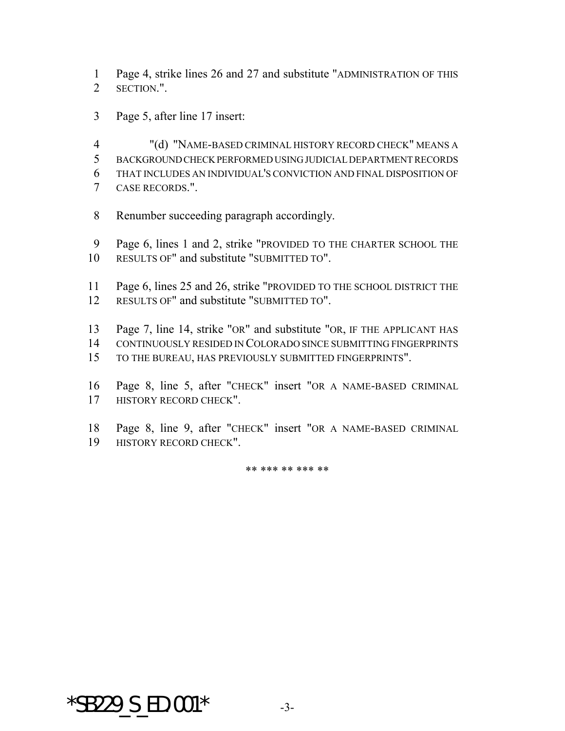Page 4, strike lines 26 and 27 and substitute "ADMINISTRATION OF THIS SECTION.".

Page 5, after line 17 insert:

"(d) "NAME-BASED CRIMINAL HISTORY RECORD CHECK" MEANS A BACKGROUND CHECK PERFORMED USING JUDICIAL DEPARTMENT RECORDS THAT INCLUDES AN INDIVIDUAL'S CONVICTION AND FINAL DISPOSITION OF CASE RECORDS.".

Renumber succeeding paragraph accordingly.

Page 6, lines 1 and 2, strike "PROVIDED TO THE CHARTER SCHOOL THE RESULTS OF" and substitute "SUBMITTED TO".

Page 6, lines 25 and 26, strike "PROVIDED TO THE SCHOOL DISTRICT THE RESULTS OF" and substitute "SUBMITTED TO".

Page 7, line 14, strike "OR" and substitute "OR, IF THE APPLICANT HAS CONTINUOUSLY RESIDED IN COLORADO SINCE SUBMITTING FINGERPRINTS TO THE BUREAU, HAS PREVIOUSLY SUBMITTED FINGERPRINTS".

Page 8, line 5, after "CHECK" insert "OR A NAME-BASED CRIMINAL HISTORY RECORD CHECK".

Page 8, line 9, after "CHECK" insert "OR A NAME-BASED CRIMINAL HISTORY RECORD CHECK".

** *** ** *** **

*SB229_S_ED.001*